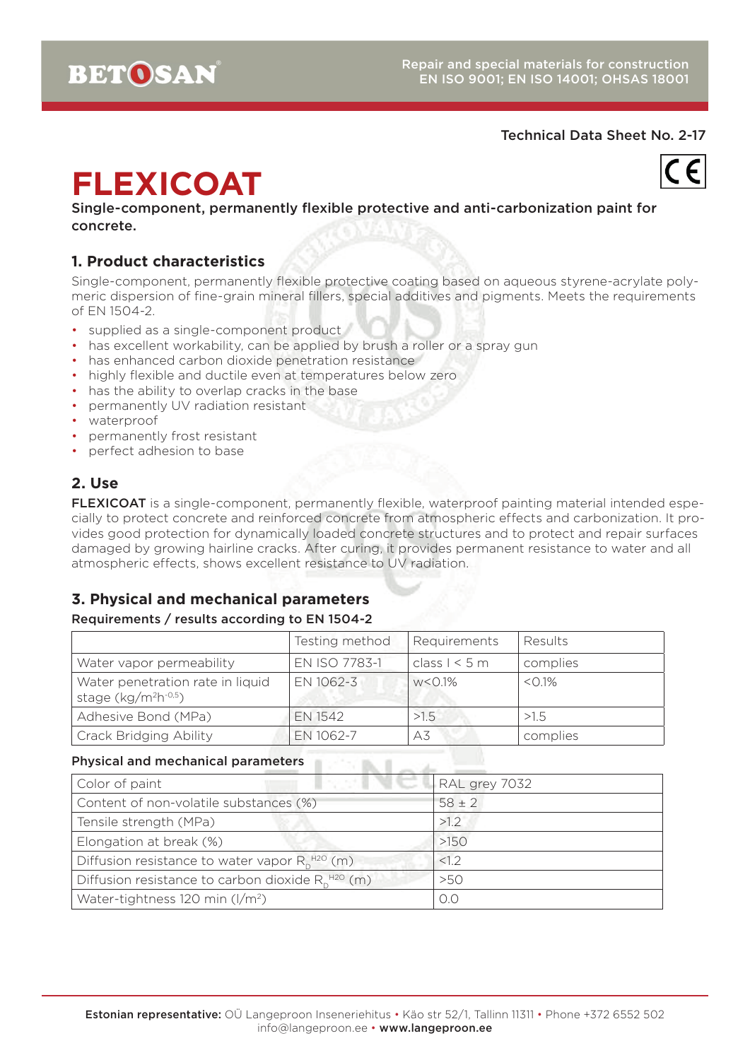BETOSAN

Repair and special materials for construction
EN ISO 9001; EN ISO 14001; OHSAS 18001

Technical Data Sheet No. 2-17

# FLEXICOAT

**Single-component, permanently flexible protective and anti-carbonization paint for concrete.**

## 1. Product characteristics

Single-component, permanently flexible protective coating based on aqueous styrene-acrylate polymeric dispersion of fine-grain mineral fillers, special additives and pigments. Meets the requirements of EN 1504-2.

- supplied as a single-component product
- has excellent workability, can be applied by brush a roller or a spray gun
- has enhanced carbon dioxide penetration resistance
- highly flexible and ductile even at temperatures below zero
- has the ability to overlap cracks in the base
- permanently UV radiation resistant
- waterproof
- permanently frost resistant
- perfect adhesion to base

## 2. Use

**FLEXICOAT** is a single-component, permanently flexible, waterproof painting material intended especially to protect concrete and reinforced concrete from atmospheric effects and carbonization. It provides good protection for dynamically loaded concrete structures and to protect and repair surfaces damaged by growing hairline cracks. After curing, it provides permanent resistance to water and all atmospheric effects, shows excellent resistance to UV radiation.

## 3. Physical and mechanical parameters

**Requirements / results according to EN 1504-2**

| | Testing method | Requirements | Results |
|---|---|---|---|
| Water vapor permeability | EN ISO 7783-1 | class I < 5 m | complies |
| Water penetration rate in liquid stage ($kg/m^2h^{-0.5}$) | EN 1062-3 | w<0.1% | <0.1% |
| Adhesive Bond (MPa) | EN 1542 | >1.5 | >1.5 |
| Crack Bridging Ability | EN 1062-7 | A3 | complies |

**Physical and mechanical parameters**

| | |
|---|---|
| Color of paint | RAL grey 7032 |
| Content of non-volatile substances (%) | 58 ± 2 |
| Tensile strength (MPa) | >1.2 |
| Elongation at break (%) | >150 |
| Diffusion resistance to water vapor $R_D^{H2O}$ (m) | <1.2 |
| Diffusion resistance to carbon dioxide $R_D^{H2O}$ (m) | >50 |
| Water-tightness 120 min ($l/m^2$) | 0.0 |

**Estonian representative:** OÜ Langeproon Inseneriehitus • Käo str 52/1, Tallinn 11311 • Phone +372 6552 502
info@langeproon.ee • **www.langeproon.ee**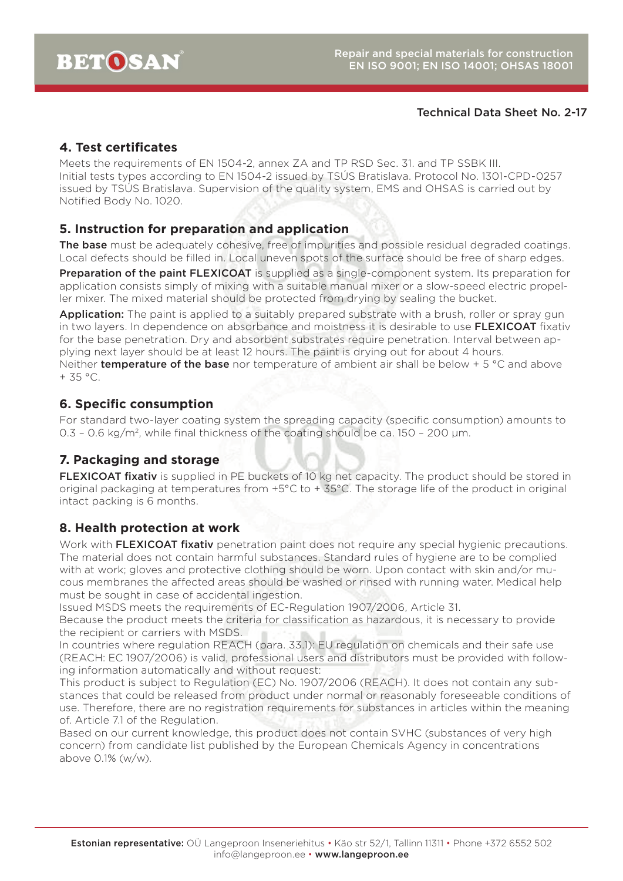Technical Data Sheet No. 2-17

## 4. Test certificates

Meets the requirements of EN 1504-2, annex ZA and TP RSD Sec. 31. and TP SSBK III.
Initial tests types according to EN 1504-2 issued by TSÚS Bratislava. Protocol No. 1301-CPD-0257 issued by TSÚS Bratislava. Supervision of the quality system, EMS and OHSAS is carried out by Notified Body No. 1020.

## 5. Instruction for preparation and application

**The base** must be adequately cohesive, free of impurities and possible residual degraded coatings. Local defects should be filled in. Local uneven spots of the surface should be free of sharp edges.

**Preparation of the paint FLEXICOAT** is supplied as a single-component system. Its preparation for application consists simply of mixing with a suitable manual mixer or a slow-speed electric propeller mixer. The mixed material should be protected from drying by sealing the bucket.

**Application:** The paint is applied to a suitably prepared substrate with a brush, roller or spray gun in two layers. In dependence on absorbance and moistness it is desirable to use **FLEXICOAT** fixativ for the base penetration. Dry and absorbent substrates require penetration. Interval between applying next layer should be at least 12 hours. The paint is drying out for about 4 hours.
Neither **temperature of the base** nor temperature of ambient air shall be below + 5 °C and above + 35 °C.

## 6. Specific consumption

For standard two-layer coating system the spreading capacity (specific consumption) amounts to 0.3 – 0.6 kg/m², while final thickness of the coating should be ca. 150 – 200 µm.

## 7. Packaging and storage

**FLEXICOAT fixativ** is supplied in PE buckets of 10 kg net capacity. The product should be stored in original packaging at temperatures from +5°C to + 35°C. The storage life of the product in original intact packing is 6 months.

## 8. Health protection at work

Work with **FLEXICOAT fixativ** penetration paint does not require any special hygienic precautions. The material does not contain harmful substances. Standard rules of hygiene are to be complied with at work; gloves and protective clothing should be worn. Upon contact with skin and/or mucous membranes the affected areas should be washed or rinsed with running water. Medical help must be sought in case of accidental ingestion.
Issued MSDS meets the requirements of EC-Regulation 1907/2006, Article 31.
Because the product meets the criteria for classification as hazardous, it is necessary to provide the recipient or carriers with MSDS.
In countries where regulation REACH (para. 33.1): EU regulation on chemicals and their safe use (REACH: EC 1907/2006) is valid, professional users and distributors must be provided with following information automatically and without request:
This product is subject to Regulation (EC) No. 1907/2006 (REACH). It does not contain any substances that could be released from product under normal or reasonably foreseeable conditions of use. Therefore, there are no registration requirements for substances in articles within the meaning of. Article 7.1 of the Regulation.
Based on our current knowledge, this product does not contain SVHC (substances of very high concern) from candidate list published by the European Chemicals Agency in concentrations above 0.1% (w/w).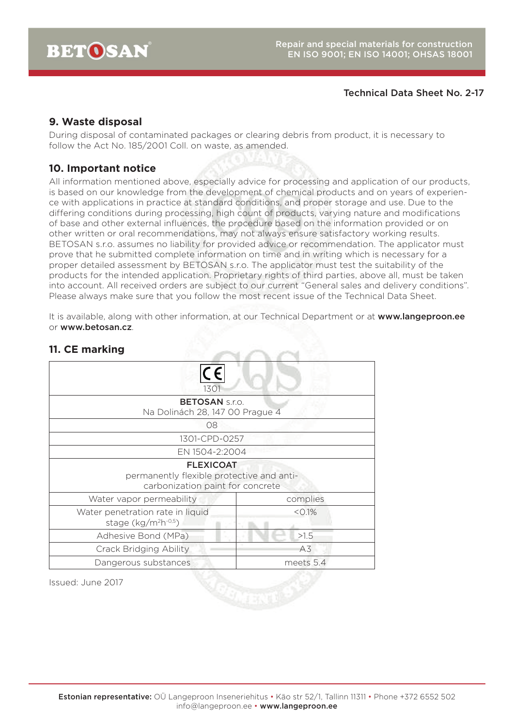Technical Data Sheet No. 2-17

## 9. Waste disposal

During disposal of contaminated packages or clearing debris from product, it is necessary to follow the Act No. 185/2001 Coll. on waste, as amended.

## 10. Important notice

All information mentioned above, especially advice for processing and application of our products, is based on our knowledge from the development of chemical products and on years of experience with applications in practice at standard conditions, and proper storage and use. Due to the differing conditions during processing, high count of products, varying nature and modifications of base and other external influences, the procedure based on the information provided or on other written or oral recommendations, may not always ensure satisfactory working results. BETOSAN s.r.o. assumes no liability for provided advice or recommendation. The applicator must prove that he submitted complete information on time and in writing which is necessary for a proper detailed assessment by BETOSAN s.r.o. The applicator must test the suitability of the products for the intended application. Proprietary rights of third parties, above all, must be taken into account. All received orders are subject to our current "General sales and delivery conditions". Please always make sure that you follow the most recent issue of the Technical Data Sheet.

It is available, along with other information, at our Technical Department or at **www.langeproon.ee** or **www.betosan.cz**.

## 11. CE marking

| | |
|---|---|
| CE 1301 | |
| **BETOSAN** s.r.o. Na Dolinách 28, 147 00 Prague 4 | |
| 08 | |
| 1301-CPD-0257 | |
| EN 1504-2:2004 | |
| **FLEXICOAT** permanently flexible protective and anti-carbonization paint for concrete | |
| Water vapor permeability | complies |
| Water penetration rate in liquid stage ($kg/m^2h^{-0.5}$) | <0.1% |
| Adhesive Bond (MPa) | >1.5 |
| Crack Bridging Ability | A3 |
| Dangerous substances | meets 5.4 |

Issued: June 2017